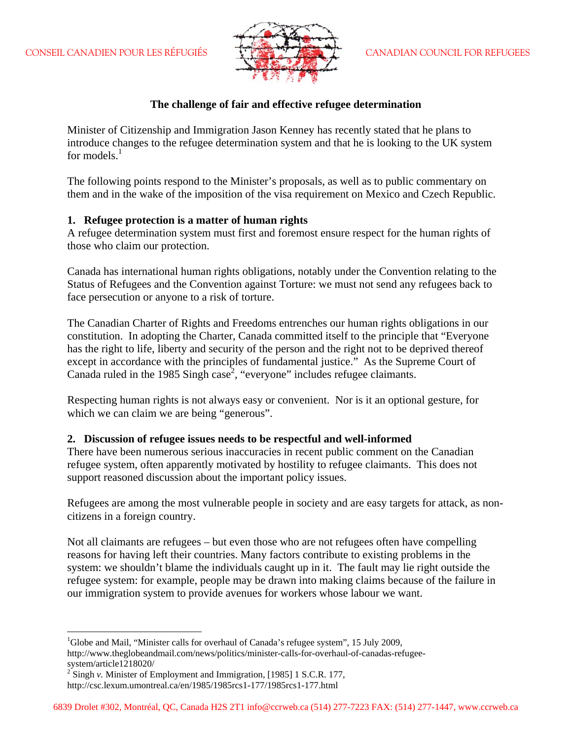CONSEIL CANADIEN POUR LES RÉFUGIÉS — CANADIAN COUNCIL FOR REFUGEES

## The challenge of fair and effective refugee determination

Minister of Citizenship and Immigration Jason Kenney has recently stated that he plans to introduce changes to the refugee determination system and that he is looking to the UK system for models.[1]

The following points respond to the Minister's proposals, as well as to public commentary on them and in the wake of the imposition of the visa requirement on Mexico and Czech Republic.

### 1. Refugee protection is a matter of human rights

A refugee determination system must first and foremost ensure respect for the human rights of those who claim our protection.

Canada has international human rights obligations, notably under the Convention relating to the Status of Refugees and the Convention against Torture: we must not send any refugees back to face persecution or anyone to a risk of torture.

The Canadian Charter of Rights and Freedoms entrenches our human rights obligations in our constitution. In adopting the Charter, Canada committed itself to the principle that "Everyone has the right to life, liberty and security of the person and the right not to be deprived thereof except in accordance with the principles of fundamental justice." As the Supreme Court of Canada ruled in the 1985 Singh case[2], "everyone" includes refugee claimants.

Respecting human rights is not always easy or convenient. Nor is it an optional gesture, for which we can claim we are being "generous".

### 2. Discussion of refugee issues needs to be respectful and well-informed

There have been numerous serious inaccuracies in recent public comment on the Canadian refugee system, often apparently motivated by hostility to refugee claimants. This does not support reasoned discussion about the important policy issues.

Refugees are among the most vulnerable people in society and are easy targets for attack, as non-citizens in a foreign country.

Not all claimants are refugees – but even those who are not refugees often have compelling reasons for having left their countries. Many factors contribute to existing problems in the system: we shouldn't blame the individuals caught up in it. The fault may lie right outside the refugee system: for example, people may be drawn into making claims because of the failure in our immigration system to provide avenues for workers whose labour we want.

---

[1] Globe and Mail, "Minister calls for overhaul of Canada's refugee system", 15 July 2009, http://www.theglobeandmail.com/news/politics/minister-calls-for-overhaul-of-canadas-refugee-system/article1218020/

[2] Singh *v.* Minister of Employment and Immigration, [1985] 1 S.C.R. 177, http://csc.lexum.umontreal.ca/en/1985/1985rcs1-177/1985rcs1-177.html

6839 Drolet #302, Montréal, QC, Canada H2S 2T1 info@ccrweb.ca (514) 277-7223 FAX: (514) 277-1447, www.ccrweb.ca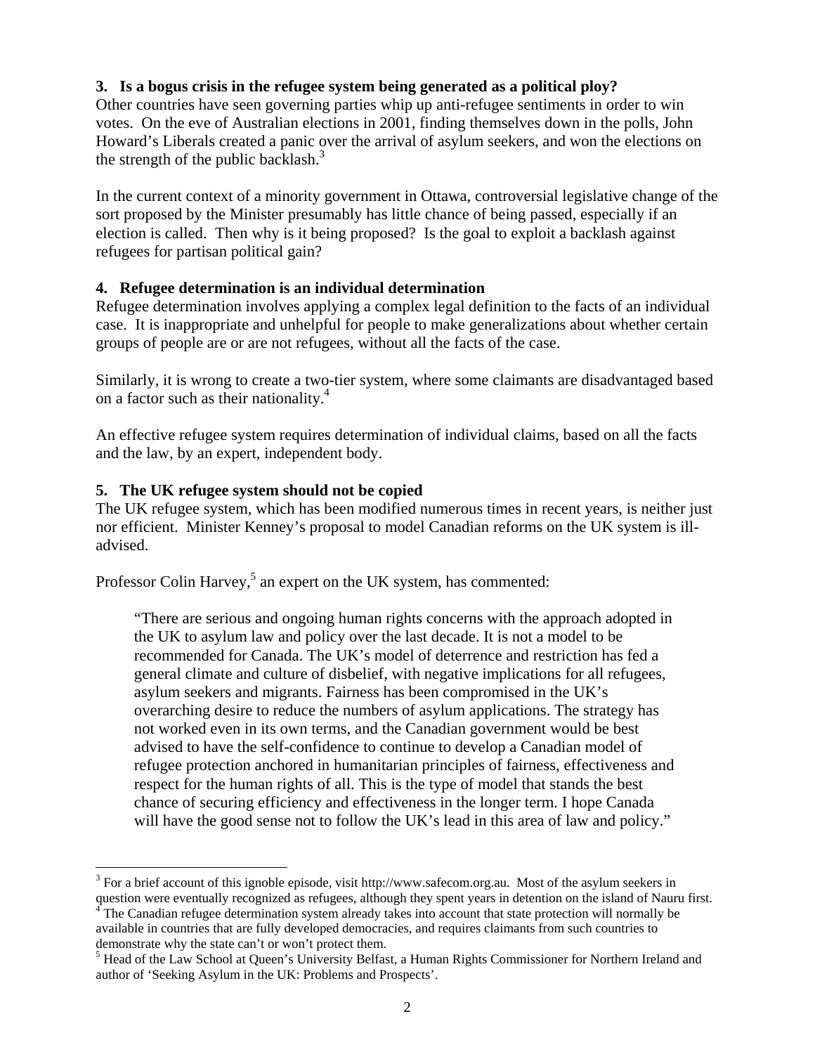### 3. Is a bogus crisis in the refugee system being generated as a political ploy?

Other countries have seen governing parties whip up anti-refugee sentiments in order to win votes. On the eve of Australian elections in 2001, finding themselves down in the polls, John Howard's Liberals created a panic over the arrival of asylum seekers, and won the elections on the strength of the public backlash.[3]

In the current context of a minority government in Ottawa, controversial legislative change of the sort proposed by the Minister presumably has little chance of being passed, especially if an election is called. Then why is it being proposed? Is the goal to exploit a backlash against refugees for partisan political gain?

### 4. Refugee determination is an individual determination

Refugee determination involves applying a complex legal definition to the facts of an individual case. It is inappropriate and unhelpful for people to make generalizations about whether certain groups of people are or are not refugees, without all the facts of the case.

Similarly, it is wrong to create a two-tier system, where some claimants are disadvantaged based on a factor such as their nationality.[4]

An effective refugee system requires determination of individual claims, based on all the facts and the law, by an expert, independent body.

### 5. The UK refugee system should not be copied

The UK refugee system, which has been modified numerous times in recent years, is neither just nor efficient. Minister Kenney's proposal to model Canadian reforms on the UK system is ill-advised.

Professor Colin Harvey,[5] an expert on the UK system, has commented:

> "There are serious and ongoing human rights concerns with the approach adopted in the UK to asylum law and policy over the last decade. It is not a model to be recommended for Canada. The UK's model of deterrence and restriction has fed a general climate and culture of disbelief, with negative implications for all refugees, asylum seekers and migrants. Fairness has been compromised in the UK's overarching desire to reduce the numbers of asylum applications. The strategy has not worked even in its own terms, and the Canadian government would be best advised to have the self-confidence to continue to develop a Canadian model of refugee protection anchored in humanitarian principles of fairness, effectiveness and respect for the human rights of all. This is the type of model that stands the best chance of securing efficiency and effectiveness in the longer term. I hope Canada will have the good sense not to follow the UK's lead in this area of law and policy."

---

[3] For a brief account of this ignoble episode, visit http://www.safecom.org.au. Most of the asylum seekers in question were eventually recognized as refugees, although they spent years in detention on the island of Nauru first.

[4] The Canadian refugee determination system already takes into account that state protection will normally be available in countries that are fully developed democracies, and requires claimants from such countries to demonstrate why the state can't or won't protect them.

[5] Head of the Law School at Queen's University Belfast, a Human Rights Commissioner for Northern Ireland and author of 'Seeking Asylum in the UK: Problems and Prospects'.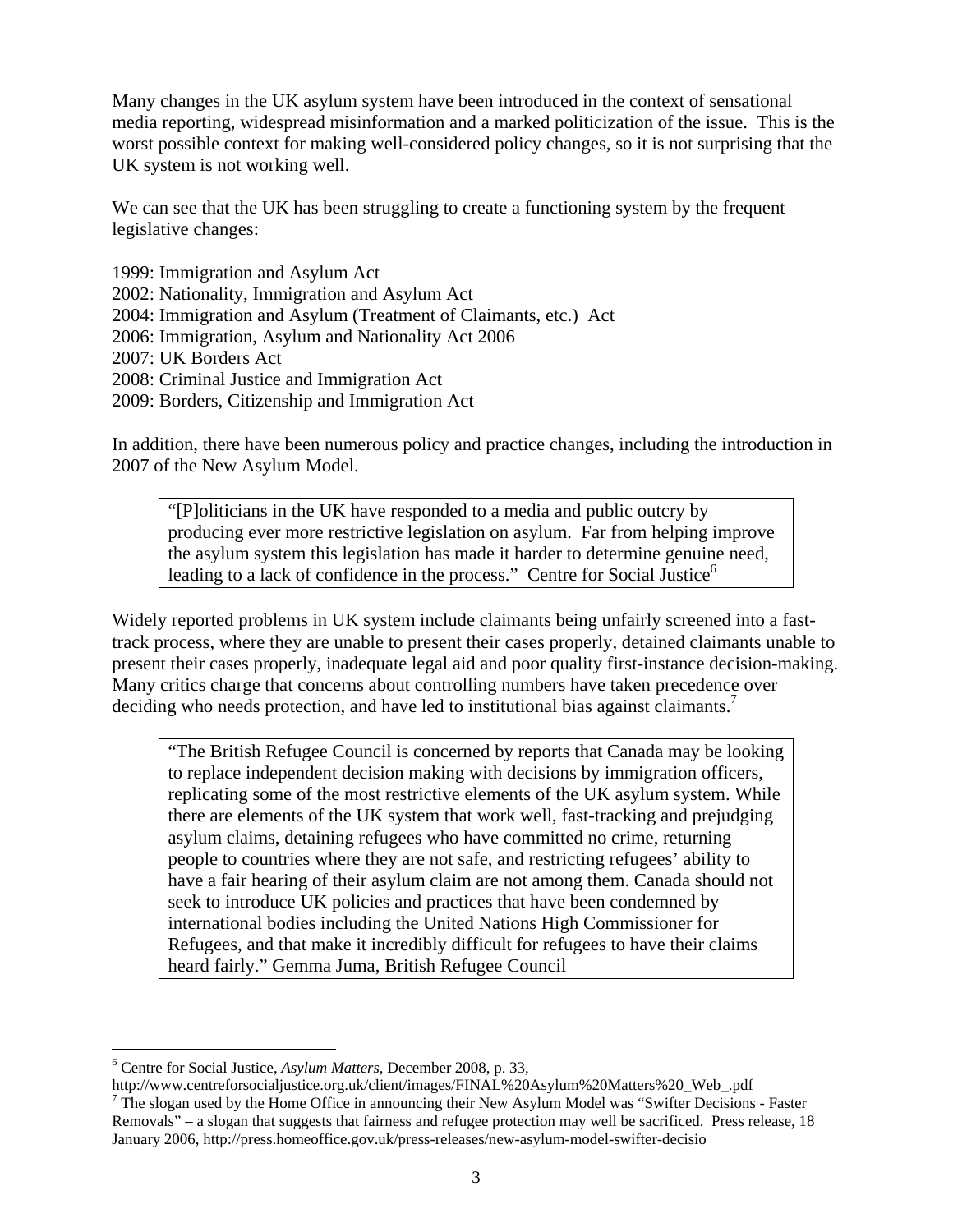Many changes in the UK asylum system have been introduced in the context of sensational media reporting, widespread misinformation and a marked politicization of the issue. This is the worst possible context for making well-considered policy changes, so it is not surprising that the UK system is not working well.

We can see that the UK has been struggling to create a functioning system by the frequent legislative changes:

1999: Immigration and Asylum Act
2002: Nationality, Immigration and Asylum Act
2004: Immigration and Asylum (Treatment of Claimants, etc.) Act
2006: Immigration, Asylum and Nationality Act 2006
2007: UK Borders Act
2008: Criminal Justice and Immigration Act
2009: Borders, Citizenship and Immigration Act

In addition, there have been numerous policy and practice changes, including the introduction in 2007 of the New Asylum Model.

> "[P]oliticians in the UK have responded to a media and public outcry by producing ever more restrictive legislation on asylum. Far from helping improve the asylum system this legislation has made it harder to determine genuine need, leading to a lack of confidence in the process." Centre for Social Justice[6]

Widely reported problems in UK system include claimants being unfairly screened into a fast-track process, where they are unable to present their cases properly, detained claimants unable to present their cases properly, inadequate legal aid and poor quality first-instance decision-making. Many critics charge that concerns about controlling numbers have taken precedence over deciding who needs protection, and have led to institutional bias against claimants.[7]

> "The British Refugee Council is concerned by reports that Canada may be looking to replace independent decision making with decisions by immigration officers, replicating some of the most restrictive elements of the UK asylum system. While there are elements of the UK system that work well, fast-tracking and prejudging asylum claims, detaining refugees who have committed no crime, returning people to countries where they are not safe, and restricting refugees' ability to have a fair hearing of their asylum claim are not among them. Canada should not seek to introduce UK policies and practices that have been condemned by international bodies including the United Nations High Commissioner for Refugees, and that make it incredibly difficult for refugees to have their claims heard fairly." Gemma Juma, British Refugee Council

---

[6] Centre for Social Justice, *Asylum Matters*, December 2008, p. 33, http://www.centreforsocialjustice.org.uk/client/images/FINAL%20Asylum%20Matters%20_Web_.pdf

[7] The slogan used by the Home Office in announcing their New Asylum Model was "Swifter Decisions - Faster Removals" – a slogan that suggests that fairness and refugee protection may well be sacrificed. Press release, 18 January 2006, http://press.homeoffice.gov.uk/press-releases/new-asylum-model-swifter-decisio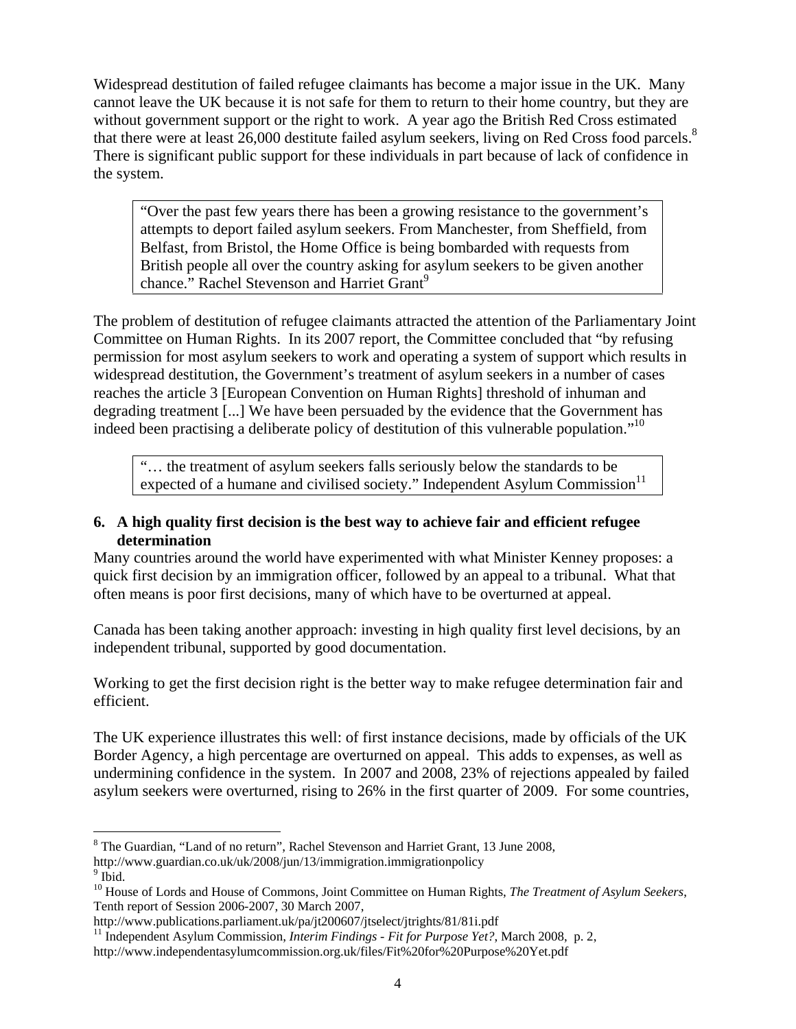Widespread destitution of failed refugee claimants has become a major issue in the UK. Many cannot leave the UK because it is not safe for them to return to their home country, but they are without government support or the right to work. A year ago the British Red Cross estimated that there were at least 26,000 destitute failed asylum seekers, living on Red Cross food parcels.[8] There is significant public support for these individuals in part because of lack of confidence in the system.

> "Over the past few years there has been a growing resistance to the government's attempts to deport failed asylum seekers. From Manchester, from Sheffield, from Belfast, from Bristol, the Home Office is being bombarded with requests from British people all over the country asking for asylum seekers to be given another chance." Rachel Stevenson and Harriet Grant[9]

The problem of destitution of refugee claimants attracted the attention of the Parliamentary Joint Committee on Human Rights. In its 2007 report, the Committee concluded that "by refusing permission for most asylum seekers to work and operating a system of support which results in widespread destitution, the Government's treatment of asylum seekers in a number of cases reaches the article 3 [European Convention on Human Rights] threshold of inhuman and degrading treatment [...] We have been persuaded by the evidence that the Government has indeed been practising a deliberate policy of destitution of this vulnerable population."[10]

> "… the treatment of asylum seekers falls seriously below the standards to be expected of a humane and civilised society." Independent Asylum Commission[11]

### 6. A high quality first decision is the best way to achieve fair and efficient refugee determination

Many countries around the world have experimented with what Minister Kenney proposes: a quick first decision by an immigration officer, followed by an appeal to a tribunal. What that often means is poor first decisions, many of which have to be overturned at appeal.

Canada has been taking another approach: investing in high quality first level decisions, by an independent tribunal, supported by good documentation.

Working to get the first decision right is the better way to make refugee determination fair and efficient.

The UK experience illustrates this well: of first instance decisions, made by officials of the UK Border Agency, a high percentage are overturned on appeal. This adds to expenses, as well as undermining confidence in the system. In 2007 and 2008, 23% of rejections appealed by failed asylum seekers were overturned, rising to 26% in the first quarter of 2009. For some countries,

---

[8] The Guardian, "Land of no return", Rachel Stevenson and Harriet Grant, 13 June 2008, http://www.guardian.co.uk/uk/2008/jun/13/immigration.immigrationpolicy

[9] Ibid.

[10] House of Lords and House of Commons, Joint Committee on Human Rights, *The Treatment of Asylum Seekers*, Tenth report of Session 2006-2007, 30 March 2007, http://www.publications.parliament.uk/pa/jt200607/jtselect/jtrights/81/81i.pdf

[11] Independent Asylum Commission, *Interim Findings - Fit for Purpose Yet?*, March 2008, p. 2, http://www.independentasylumcommission.org.uk/files/Fit%20for%20Purpose%20Yet.pdf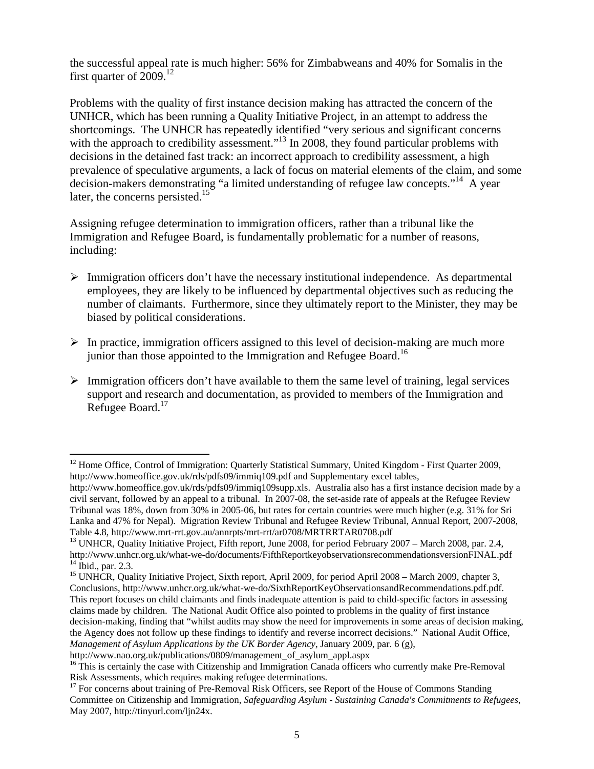the successful appeal rate is much higher: 56% for Zimbabweans and 40% for Somalis in the first quarter of 2009.[12]

Problems with the quality of first instance decision making has attracted the concern of the UNHCR, which has been running a Quality Initiative Project, in an attempt to address the shortcomings. The UNHCR has repeatedly identified "very serious and significant concerns with the approach to credibility assessment."[13] In 2008, they found particular problems with decisions in the detained fast track: an incorrect approach to credibility assessment, a high prevalence of speculative arguments, a lack of focus on material elements of the claim, and some decision-makers demonstrating "a limited understanding of refugee law concepts."[14] A year later, the concerns persisted.[15]

Assigning refugee determination to immigration officers, rather than a tribunal like the Immigration and Refugee Board, is fundamentally problematic for a number of reasons, including:

- Immigration officers don't have the necessary institutional independence. As departmental employees, they are likely to be influenced by departmental objectives such as reducing the number of claimants. Furthermore, since they ultimately report to the Minister, they may be biased by political considerations.
- In practice, immigration officers assigned to this level of decision-making are much more junior than those appointed to the Immigration and Refugee Board.[16]
- Immigration officers don't have available to them the same level of training, legal services support and research and documentation, as provided to members of the Immigration and Refugee Board.[17]

---

[12] Home Office, Control of Immigration: Quarterly Statistical Summary, United Kingdom - First Quarter 2009, http://www.homeoffice.gov.uk/rds/pdfs09/immiq109.pdf and Supplementary excel tables, http://www.homeoffice.gov.uk/rds/pdfs09/immiq109supp.xls. Australia also has a first instance decision made by a civil servant, followed by an appeal to a tribunal. In 2007-08, the set-aside rate of appeals at the Refugee Review Tribunal was 18%, down from 30% in 2005-06, but rates for certain countries were much higher (e.g. 31% for Sri Lanka and 47% for Nepal). Migration Review Tribunal and Refugee Review Tribunal, Annual Report, 2007-2008, Table 4.8, http://www.mrt-rrt.gov.au/annrpts/mrt-rrt/ar0708/MRTRRTAR0708.pdf

[13] UNHCR, Quality Initiative Project, Fifth report, June 2008, for period February 2007 – March 2008, par. 2.4, http://www.unhcr.org.uk/what-we-do/documents/FifthReportkeyobservationsrecommendationsversionFINAL.pdf

[14] Ibid., par. 2.3.

[15] UNHCR, Quality Initiative Project, Sixth report, April 2009, for period April 2008 – March 2009, chapter 3, Conclusions, http://www.unhcr.org.uk/what-we-do/SixthReportKeyObservationsandRecommendations.pdf.pdf. This report focuses on child claimants and finds inadequate attention is paid to child-specific factors in assessing claims made by children. The National Audit Office also pointed to problems in the quality of first instance decision-making, finding that "whilst audits may show the need for improvements in some areas of decision making, the Agency does not follow up these findings to identify and reverse incorrect decisions." National Audit Office, *Management of Asylum Applications by the UK Border Agency*, January 2009, par. 6 (g), http://www.nao.org.uk/publications/0809/management_of_asylum_appl.aspx

[16] This is certainly the case with Citizenship and Immigration Canada officers who currently make Pre-Removal Risk Assessments, which requires making refugee determinations.

[17] For concerns about training of Pre-Removal Risk Officers, see Report of the House of Commons Standing Committee on Citizenship and Immigration, *Safeguarding Asylum - Sustaining Canada's Commitments to Refugees*, May 2007, http://tinyurl.com/ljn24x.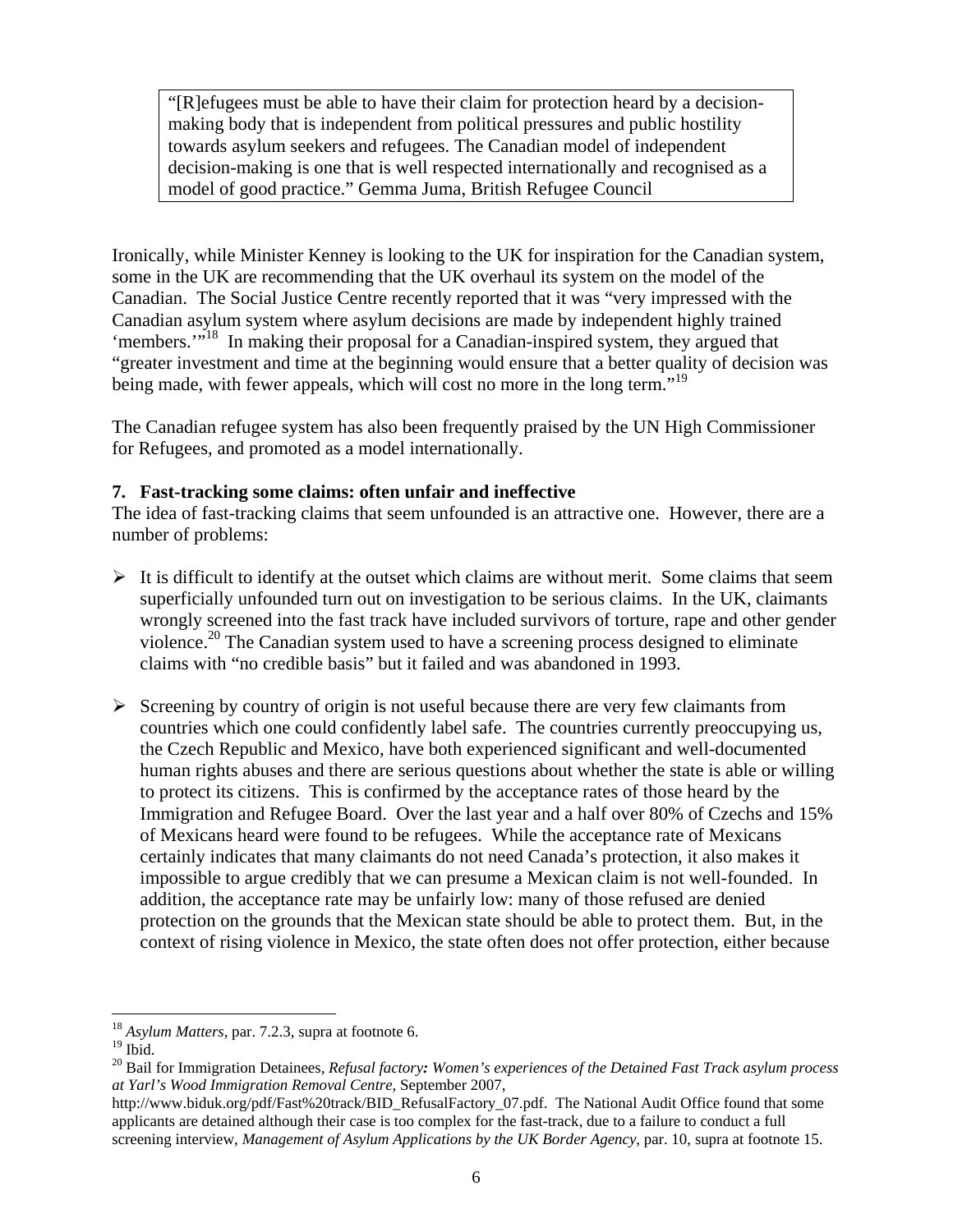> "[R]efugees must be able to have their claim for protection heard by a decision-making body that is independent from political pressures and public hostility towards asylum seekers and refugees. The Canadian model of independent decision-making is one that is well respected internationally and recognised as a model of good practice." Gemma Juma, British Refugee Council

Ironically, while Minister Kenney is looking to the UK for inspiration for the Canadian system, some in the UK are recommending that the UK overhaul its system on the model of the Canadian. The Social Justice Centre recently reported that it was "very impressed with the Canadian asylum system where asylum decisions are made by independent highly trained 'members.'"[18] In making their proposal for a Canadian-inspired system, they argued that "greater investment and time at the beginning would ensure that a better quality of decision was being made, with fewer appeals, which will cost no more in the long term."[19]

The Canadian refugee system has also been frequently praised by the UN High Commissioner for Refugees, and promoted as a model internationally.

### 7. Fast-tracking some claims: often unfair and ineffective

The idea of fast-tracking claims that seem unfounded is an attractive one. However, there are a number of problems:

- It is difficult to identify at the outset which claims are without merit. Some claims that seem superficially unfounded turn out on investigation to be serious claims. In the UK, claimants wrongly screened into the fast track have included survivors of torture, rape and other gender violence.[20] The Canadian system used to have a screening process designed to eliminate claims with "no credible basis" but it failed and was abandoned in 1993.

- Screening by country of origin is not useful because there are very few claimants from countries which one could confidently label safe. The countries currently preoccupying us, the Czech Republic and Mexico, have both experienced significant and well-documented human rights abuses and there are serious questions about whether the state is able or willing to protect its citizens. This is confirmed by the acceptance rates of those heard by the Immigration and Refugee Board. Over the last year and a half over 80% of Czechs and 15% of Mexicans heard were found to be refugees. While the acceptance rate of Mexicans certainly indicates that many claimants do not need Canada's protection, it also makes it impossible to argue credibly that we can presume a Mexican claim is not well-founded. In addition, the acceptance rate may be unfairly low: many of those refused are denied protection on the grounds that the Mexican state should be able to protect them. But, in the context of rising violence in Mexico, the state often does not offer protection, either because

---

[18] *Asylum Matters*, par. 7.2.3, supra at footnote 6.

[19] Ibid.

[20] Bail for Immigration Detainees, *Refusal factory: Women's experiences of the Detained Fast Track asylum process at Yarl's Wood Immigration Removal Centre*, September 2007, http://www.biduk.org/pdf/Fast%20track/BID_RefusalFactory_07.pdf. The National Audit Office found that some applicants are detained although their case is too complex for the fast-track, due to a failure to conduct a full screening interview, *Management of Asylum Applications by the UK Border Agency*, par. 10, supra at footnote 15.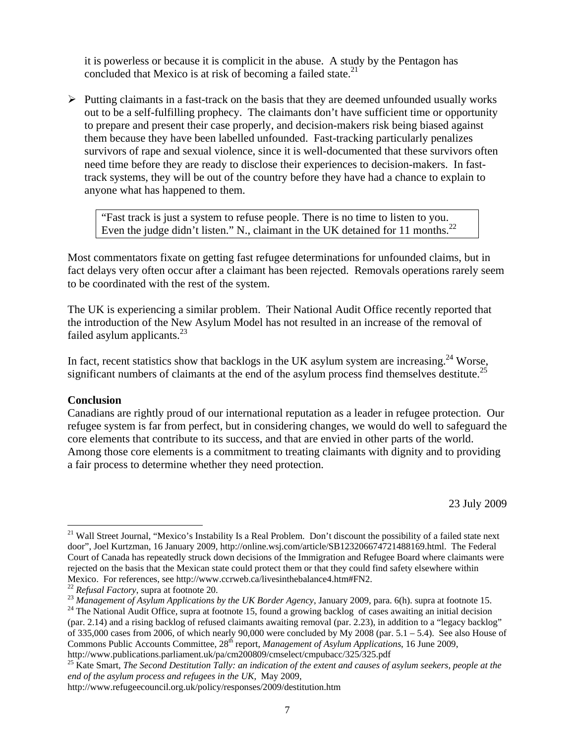it is powerless or because it is complicit in the abuse. A study by the Pentagon has concluded that Mexico is at risk of becoming a failed state.[21]

- Putting claimants in a fast-track on the basis that they are deemed unfounded usually works out to be a self-fulfilling prophecy. The claimants don't have sufficient time or opportunity to prepare and present their case properly, and decision-makers risk being biased against them because they have been labelled unfounded. Fast-tracking particularly penalizes survivors of rape and sexual violence, since it is well-documented that these survivors often need time before they are ready to disclose their experiences to decision-makers. In fast-track systems, they will be out of the country before they have had a chance to explain to anyone what has happened to them.

> "Fast track is just a system to refuse people. There is no time to listen to you. Even the judge didn't listen." N., claimant in the UK detained for 11 months.[22]

Most commentators fixate on getting fast refugee determinations for unfounded claims, but in fact delays very often occur after a claimant has been rejected. Removals operations rarely seem to be coordinated with the rest of the system.

The UK is experiencing a similar problem. Their National Audit Office recently reported that the introduction of the New Asylum Model has not resulted in an increase of the removal of failed asylum applicants.[23]

In fact, recent statistics show that backlogs in the UK asylum system are increasing.[24] Worse, significant numbers of claimants at the end of the asylum process find themselves destitute.[25]

**Conclusion**

Canadians are rightly proud of our international reputation as a leader in refugee protection. Our refugee system is far from perfect, but in considering changes, we would do well to safeguard the core elements that contribute to its success, and that are envied in other parts of the world. Among those core elements is a commitment to treating claimants with dignity and to providing a fair process to determine whether they need protection.

23 July 2009

---

[21] Wall Street Journal, "Mexico's Instability Is a Real Problem. Don't discount the possibility of a failed state next door", Joel Kurtzman, 16 January 2009, http://online.wsj.com/article/SB123206674721488169.html. The Federal Court of Canada has repeatedly struck down decisions of the Immigration and Refugee Board where claimants were rejected on the basis that the Mexican state could protect them or that they could find safety elsewhere within Mexico. For references, see http://www.ccrweb.ca/livesinthebalance4.htm#FN2.

[22] *Refusal Factory*, supra at footnote 20.

[23] *Management of Asylum Applications by the UK Border Agency*, January 2009, para. 6(h). supra at footnote 15.

[24] The National Audit Office, supra at footnote 15, found a growing backlog of cases awaiting an initial decision (par. 2.14) and a rising backlog of refused claimants awaiting removal (par. 2.23), in addition to a "legacy backlog" of 335,000 cases from 2006, of which nearly 90,000 were concluded by My 2008 (par. 5.1 – 5.4). See also House of Commons Public Accounts Committee, 28th report, *Management of Asylum Applications*, 16 June 2009, http://www.publications.parliament.uk/pa/cm200809/cmselect/cmpubacc/325/325.pdf

[25] Kate Smart, *The Second Destitution Tally: an indication of the extent and causes of asylum seekers, people at the end of the asylum process and refugees in the UK*, May 2009, http://www.refugeecouncil.org.uk/policy/responses/2009/destitution.htm